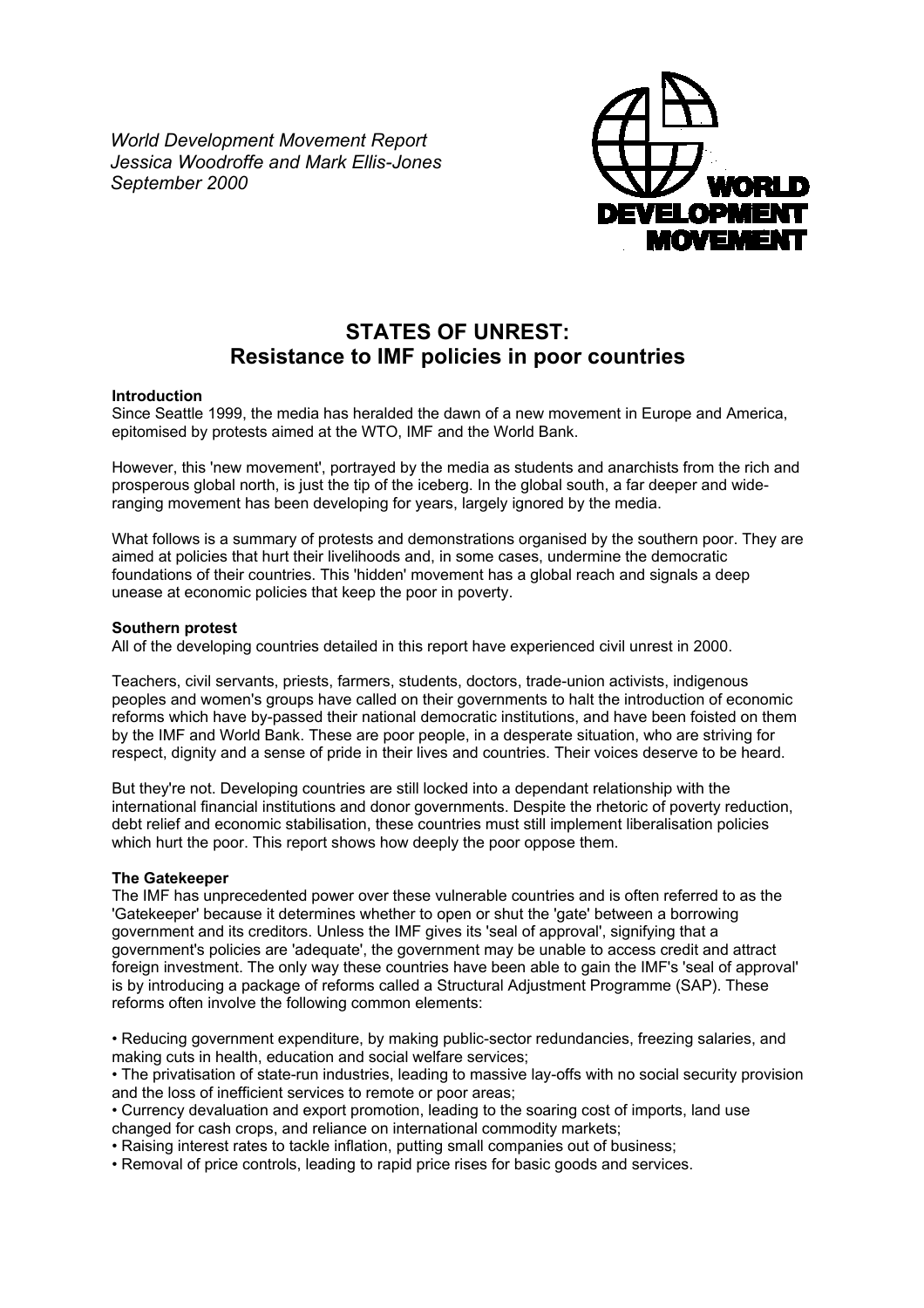*World Development Movement Report*
*Jessica Woodroffe and Mark Ellis-Jones*
*September 2000*

WORLD DEVELOPMENT MOVEMENT

# STATES OF UNREST: Resistance to IMF policies in poor countries

**Introduction**

Since Seattle 1999, the media has heralded the dawn of a new movement in Europe and America, epitomised by protests aimed at the WTO, IMF and the World Bank.

However, this 'new movement', portrayed by the media as students and anarchists from the rich and prosperous global north, is just the tip of the iceberg. In the global south, a far deeper and wide-ranging movement has been developing for years, largely ignored by the media.

What follows is a summary of protests and demonstrations organised by the southern poor. They are aimed at policies that hurt their livelihoods and, in some cases, undermine the democratic foundations of their countries. This 'hidden' movement has a global reach and signals a deep unease at economic policies that keep the poor in poverty.

**Southern protest**

All of the developing countries detailed in this report have experienced civil unrest in 2000.

Teachers, civil servants, priests, farmers, students, doctors, trade-union activists, indigenous peoples and women's groups have called on their governments to halt the introduction of economic reforms which have by-passed their national democratic institutions, and have been foisted on them by the IMF and World Bank. These are poor people, in a desperate situation, who are striving for respect, dignity and a sense of pride in their lives and countries. Their voices deserve to be heard.

But they're not. Developing countries are still locked into a dependant relationship with the international financial institutions and donor governments. Despite the rhetoric of poverty reduction, debt relief and economic stabilisation, these countries must still implement liberalisation policies which hurt the poor. This report shows how deeply the poor oppose them.

**The Gatekeeper**

The IMF has unprecedented power over these vulnerable countries and is often referred to as the 'Gatekeeper' because it determines whether to open or shut the 'gate' between a borrowing government and its creditors. Unless the IMF gives its 'seal of approval', signifying that a government's policies are 'adequate', the government may be unable to access credit and attract foreign investment. The only way these countries have been able to gain the IMF's 'seal of approval' is by introducing a package of reforms called a Structural Adjustment Programme (SAP). These reforms often involve the following common elements:

- Reducing government expenditure, by making public-sector redundancies, freezing salaries, and making cuts in health, education and social welfare services;
- The privatisation of state-run industries, leading to massive lay-offs with no social security provision and the loss of inefficient services to remote or poor areas;
- Currency devaluation and export promotion, leading to the soaring cost of imports, land use changed for cash crops, and reliance on international commodity markets;
- Raising interest rates to tackle inflation, putting small companies out of business;
- Removal of price controls, leading to rapid price rises for basic goods and services.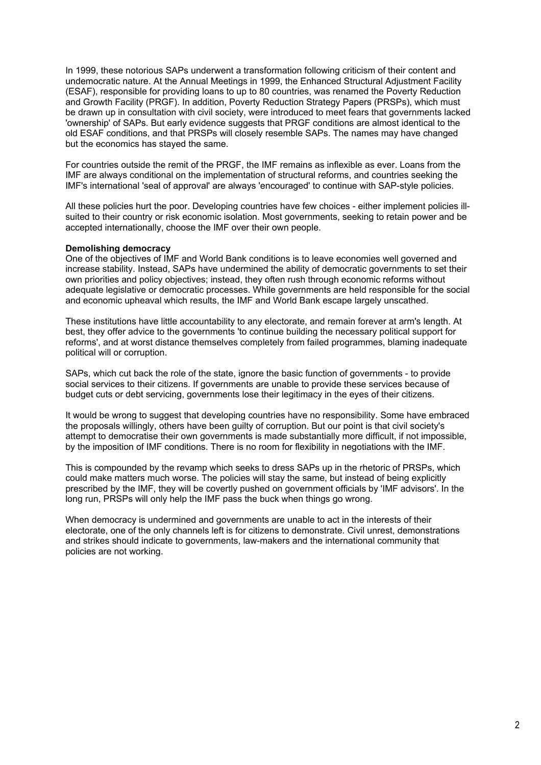In 1999, these notorious SAPs underwent a transformation following criticism of their content and undemocratic nature. At the Annual Meetings in 1999, the Enhanced Structural Adjustment Facility (ESAF), responsible for providing loans to up to 80 countries, was renamed the Poverty Reduction and Growth Facility (PRGF). In addition, Poverty Reduction Strategy Papers (PRSPs), which must be drawn up in consultation with civil society, were introduced to meet fears that governments lacked 'ownership' of SAPs. But early evidence suggests that PRGF conditions are almost identical to the old ESAF conditions, and that PRSPs will closely resemble SAPs. The names may have changed but the economics has stayed the same.

For countries outside the remit of the PRGF, the IMF remains as inflexible as ever. Loans from the IMF are always conditional on the implementation of structural reforms, and countries seeking the IMF's international 'seal of approval' are always 'encouraged' to continue with SAP-style policies.

All these policies hurt the poor. Developing countries have few choices - either implement policies ill-suited to their country or risk economic isolation. Most governments, seeking to retain power and be accepted internationally, choose the IMF over their own people.

**Demolishing democracy**

One of the objectives of IMF and World Bank conditions is to leave economies well governed and increase stability. Instead, SAPs have undermined the ability of democratic governments to set their own priorities and policy objectives; instead, they often rush through economic reforms without adequate legislative or democratic processes. While governments are held responsible for the social and economic upheaval which results, the IMF and World Bank escape largely unscathed.

These institutions have little accountability to any electorate, and remain forever at arm's length. At best, they offer advice to the governments 'to continue building the necessary political support for reforms', and at worst distance themselves completely from failed programmes, blaming inadequate political will or corruption.

SAPs, which cut back the role of the state, ignore the basic function of governments - to provide social services to their citizens. If governments are unable to provide these services because of budget cuts or debt servicing, governments lose their legitimacy in the eyes of their citizens.

It would be wrong to suggest that developing countries have no responsibility. Some have embraced the proposals willingly, others have been guilty of corruption. But our point is that civil society's attempt to democratise their own governments is made substantially more difficult, if not impossible, by the imposition of IMF conditions. There is no room for flexibility in negotiations with the IMF.

This is compounded by the revamp which seeks to dress SAPs up in the rhetoric of PRSPs, which could make matters much worse. The policies will stay the same, but instead of being explicitly prescribed by the IMF, they will be covertly pushed on government officials by 'IMF advisors'. In the long run, PRSPs will only help the IMF pass the buck when things go wrong.

When democracy is undermined and governments are unable to act in the interests of their electorate, one of the only channels left is for citizens to demonstrate. Civil unrest, demonstrations and strikes should indicate to governments, law-makers and the international community that policies are not working.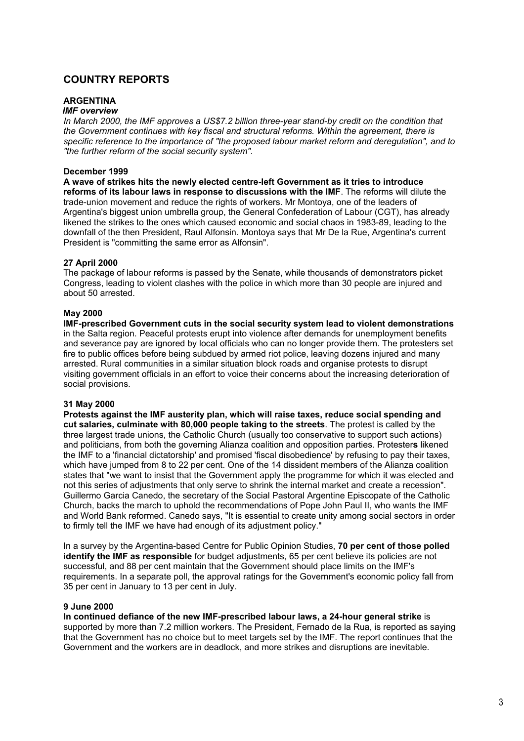## COUNTRY REPORTS

### ARGENTINA

***IMF overview***

*In March 2000, the IMF approves a US$7.2 billion three-year stand-by credit on the condition that the Government continues with key fiscal and structural reforms. Within the agreement, there is specific reference to the importance of "the proposed labour market reform and deregulation", and to "the further reform of the social security system".*

**December 1999**

**A wave of strikes hits the newly elected centre-left Government as it tries to introduce reforms of its labour laws in response to discussions with the IMF**. The reforms will dilute the trade-union movement and reduce the rights of workers. Mr Montoya, one of the leaders of Argentina's biggest union umbrella group, the General Confederation of Labour (CGT), has already likened the strikes to the ones which caused economic and social chaos in 1983-89, leading to the downfall of the then President, Raul Alfonsin. Montoya says that Mr De la Rue, Argentina's current President is "committing the same error as Alfonsin".

**27 April 2000**

The package of labour reforms is passed by the Senate, while thousands of demonstrators picket Congress, leading to violent clashes with the police in which more than 30 people are injured and about 50 arrested.

**May 2000**

**IMF-prescribed Government cuts in the social security system lead to violent demonstrations** in the Salta region. Peaceful protests erupt into violence after demands for unemployment benefits and severance pay are ignored by local officials who can no longer provide them. The protesters set fire to public offices before being subdued by armed riot police, leaving dozens injured and many arrested. Rural communities in a similar situation block roads and organise protests to disrupt visiting government officials in an effort to voice their concerns about the increasing deterioration of social provisions.

**31 May 2000**

**Protests against the IMF austerity plan, which will raise taxes, reduce social spending and cut salaries, culminate with 80,000 people taking to the streets**. The protest is called by the three largest trade unions, the Catholic Church (usually too conservative to support such actions) and politicians, from both the governing Alianza coalition and opposition parties. Protesters likened the IMF to a 'financial dictatorship' and promised 'fiscal disobedience' by refusing to pay their taxes, which have jumped from 8 to 22 per cent. One of the 14 dissident members of the Alianza coalition states that "we want to insist that the Government apply the programme for which it was elected and not this series of adjustments that only serve to shrink the internal market and create a recession". Guillermo Garcia Canedo, the secretary of the Social Pastoral Argentine Episcopate of the Catholic Church, backs the march to uphold the recommendations of Pope John Paul II, who wants the IMF and World Bank reformed. Canedo says, "It is essential to create unity among social sectors in order to firmly tell the IMF we have had enough of its adjustment policy."

In a survey by the Argentina-based Centre for Public Opinion Studies, **70 per cent of those polled identify the IMF as responsible** for budget adjustments, 65 per cent believe its policies are not successful, and 88 per cent maintain that the Government should place limits on the IMF's requirements. In a separate poll, the approval ratings for the Government's economic policy fall from 35 per cent in January to 13 per cent in July.

**9 June 2000**

**In continued defiance of the new IMF-prescribed labour laws, a 24-hour general strike** is supported by more than 7.2 million workers. The President, Fernado de la Rua, is reported as saying that the Government has no choice but to meet targets set by the IMF. The report continues that the Government and the workers are in deadlock, and more strikes and disruptions are inevitable.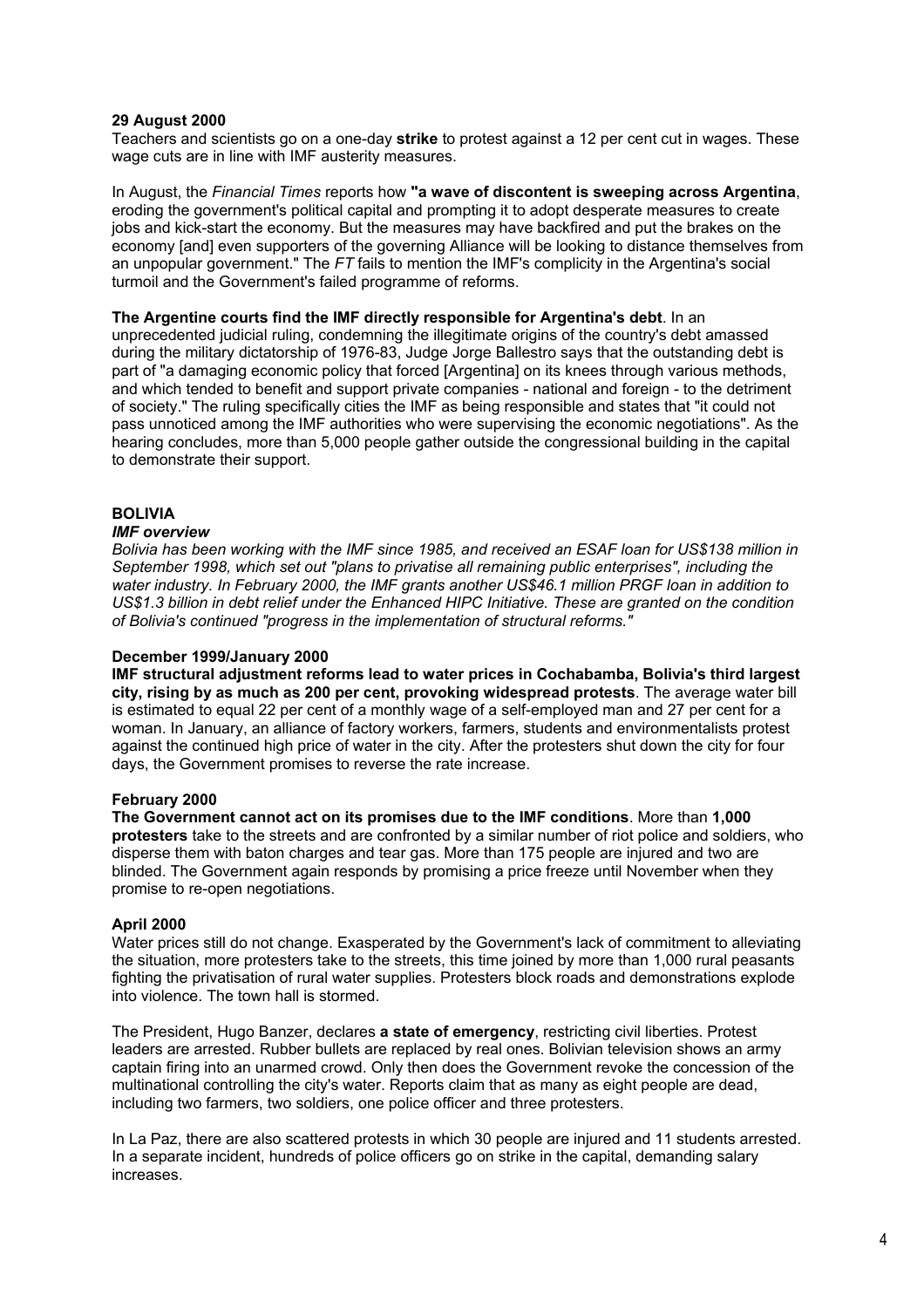**29 August 2000**
Teachers and scientists go on a one-day **strike** to protest against a 12 per cent cut in wages. These wage cuts are in line with IMF austerity measures.

In August, the *Financial Times* reports how **"a wave of discontent is sweeping across Argentina**, eroding the government's political capital and prompting it to adopt desperate measures to create jobs and kick-start the economy. But the measures may have backfired and put the brakes on the economy [and] even supporters of the governing Alliance will be looking to distance themselves from an unpopular government." The *FT* fails to mention the IMF's complicity in the Argentina's social turmoil and the Government's failed programme of reforms.

**The Argentine courts find the IMF directly responsible for Argentina's debt**. In an unprecedented judicial ruling, condemning the illegitimate origins of the country's debt amassed during the military dictatorship of 1976-83, Judge Jorge Ballestro says that the outstanding debt is part of "a damaging economic policy that forced [Argentina] on its knees through various methods, and which tended to benefit and support private companies - national and foreign - to the detriment of society." The ruling specifically cities the IMF as being responsible and states that "it could not pass unnoticed among the IMF authorities who were supervising the economic negotiations". As the hearing concludes, more than 5,000 people gather outside the congressional building in the capital to demonstrate their support.

## BOLIVIA

***IMF overview***

*Bolivia has been working with the IMF since 1985, and received an ESAF loan for US$138 million in September 1998, which set out "plans to privatise all remaining public enterprises", including the water industry. In February 2000, the IMF grants another US$46.1 million PRGF loan in addition to US$1.3 billion in debt relief under the Enhanced HIPC Initiative. These are granted on the condition of Bolivia's continued "progress in the implementation of structural reforms."*

**December 1999/January 2000**
**IMF structural adjustment reforms lead to water prices in Cochabamba, Bolivia's third largest city, rising by as much as 200 per cent, provoking widespread protests**. The average water bill is estimated to equal 22 per cent of a monthly wage of a self-employed man and 27 per cent for a woman. In January, an alliance of factory workers, farmers, students and environmentalists protest against the continued high price of water in the city. After the protesters shut down the city for four days, the Government promises to reverse the rate increase.

**February 2000**
**The Government cannot act on its promises due to the IMF conditions**. More than **1,000 protesters** take to the streets and are confronted by a similar number of riot police and soldiers, who disperse them with baton charges and tear gas. More than 175 people are injured and two are blinded. The Government again responds by promising a price freeze until November when they promise to re-open negotiations.

**April 2000**
Water prices still do not change. Exasperated by the Government's lack of commitment to alleviating the situation, more protesters take to the streets, this time joined by more than 1,000 rural peasants fighting the privatisation of rural water supplies. Protesters block roads and demonstrations explode into violence. The town hall is stormed.

The President, Hugo Banzer, declares **a state of emergency**, restricting civil liberties. Protest leaders are arrested. Rubber bullets are replaced by real ones. Bolivian television shows an army captain firing into an unarmed crowd. Only then does the Government revoke the concession of the multinational controlling the city's water. Reports claim that as many as eight people are dead, including two farmers, two soldiers, one police officer and three protesters.

In La Paz, there are also scattered protests in which 30 people are injured and 11 students arrested. In a separate incident, hundreds of police officers go on strike in the capital, demanding salary increases.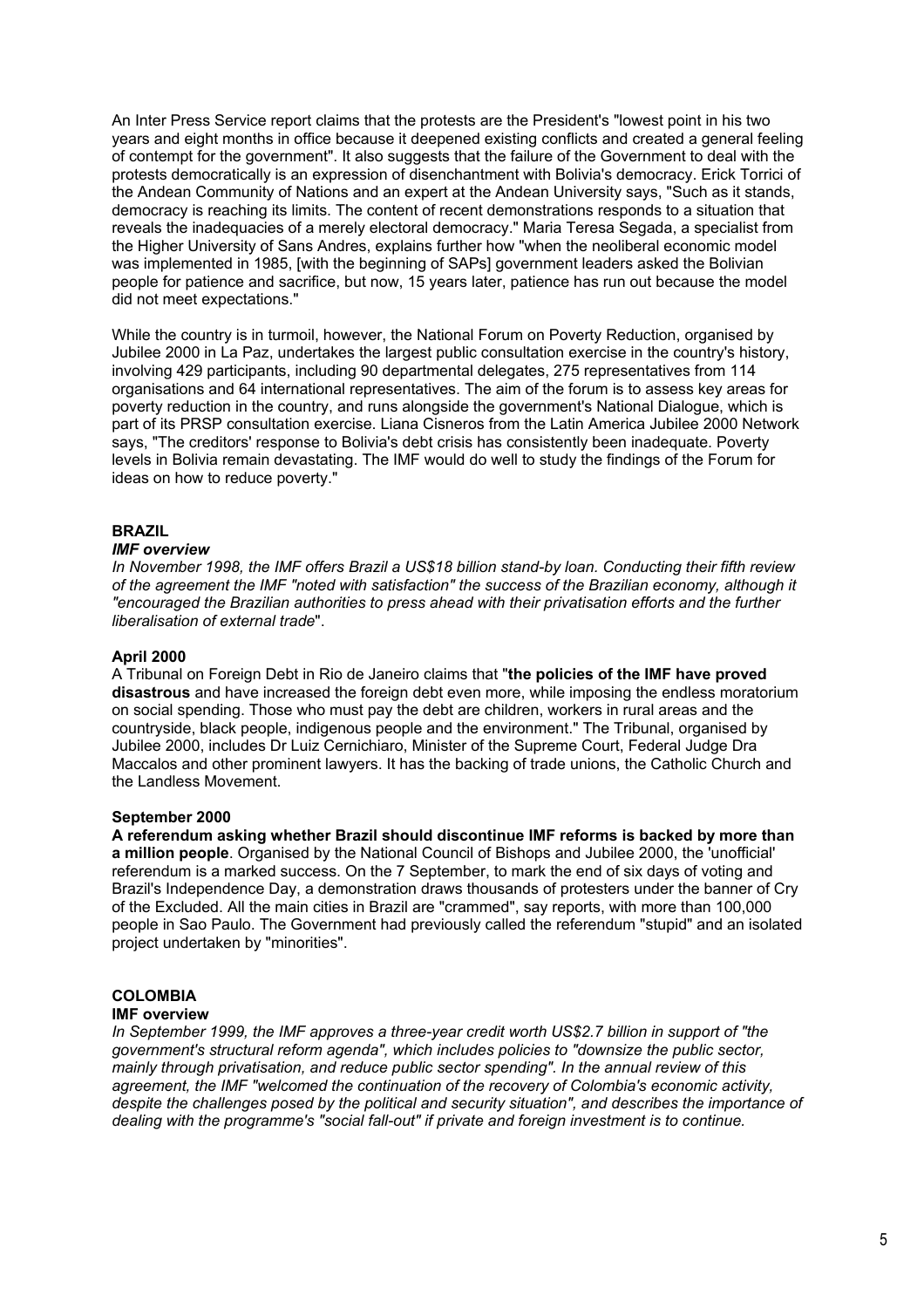An Inter Press Service report claims that the protests are the President's "lowest point in his two years and eight months in office because it deepened existing conflicts and created a general feeling of contempt for the government". It also suggests that the failure of the Government to deal with the protests democratically is an expression of disenchantment with Bolivia's democracy. Erick Torrici of the Andean Community of Nations and an expert at the Andean University says, "Such as it stands, democracy is reaching its limits. The content of recent demonstrations responds to a situation that reveals the inadequacies of a merely electoral democracy." Maria Teresa Segada, a specialist from the Higher University of Sans Andres, explains further how "when the neoliberal economic model was implemented in 1985, [with the beginning of SAPs] government leaders asked the Bolivian people for patience and sacrifice, but now, 15 years later, patience has run out because the model did not meet expectations."

While the country is in turmoil, however, the National Forum on Poverty Reduction, organised by Jubilee 2000 in La Paz, undertakes the largest public consultation exercise in the country's history, involving 429 participants, including 90 departmental delegates, 275 representatives from 114 organisations and 64 international representatives. The aim of the forum is to assess key areas for poverty reduction in the country, and runs alongside the government's National Dialogue, which is part of its PRSP consultation exercise. Liana Cisneros from the Latin America Jubilee 2000 Network says, "The creditors' response to Bolivia's debt crisis has consistently been inadequate. Poverty levels in Bolivia remain devastating. The IMF would do well to study the findings of the Forum for ideas on how to reduce poverty."

## BRAZIL

***IMF overview***

*In November 1998, the IMF offers Brazil a US$18 billion stand-by loan. Conducting their fifth review of the agreement the IMF "noted with satisfaction" the success of the Brazilian economy, although it "encouraged the Brazilian authorities to press ahead with their privatisation efforts and the further liberalisation of external trade*".

**April 2000**

A Tribunal on Foreign Debt in Rio de Janeiro claims that "**the policies of the IMF have proved disastrous** and have increased the foreign debt even more, while imposing the endless moratorium on social spending. Those who must pay the debt are children, workers in rural areas and the countryside, black people, indigenous people and the environment." The Tribunal, organised by Jubilee 2000, includes Dr Luiz Cernichiaro, Minister of the Supreme Court, Federal Judge Dra Maccalos and other prominent lawyers. It has the backing of trade unions, the Catholic Church and the Landless Movement.

**September 2000**

**A referendum asking whether Brazil should discontinue IMF reforms is backed by more than a million people**. Organised by the National Council of Bishops and Jubilee 2000, the 'unofficial' referendum is a marked success. On the 7 September, to mark the end of six days of voting and Brazil's Independence Day, a demonstration draws thousands of protesters under the banner of Cry of the Excluded. All the main cities in Brazil are "crammed", say reports, with more than 100,000 people in Sao Paulo. The Government had previously called the referendum "stupid" and an isolated project undertaken by "minorities".

## COLOMBIA

**IMF overview**

*In September 1999, the IMF approves a three-year credit worth US$2.7 billion in support of "the government's structural reform agenda", which includes policies to "downsize the public sector, mainly through privatisation, and reduce public sector spending". In the annual review of this agreement, the IMF "welcomed the continuation of the recovery of Colombia's economic activity, despite the challenges posed by the political and security situation", and describes the importance of dealing with the programme's "social fall-out" if private and foreign investment is to continue.*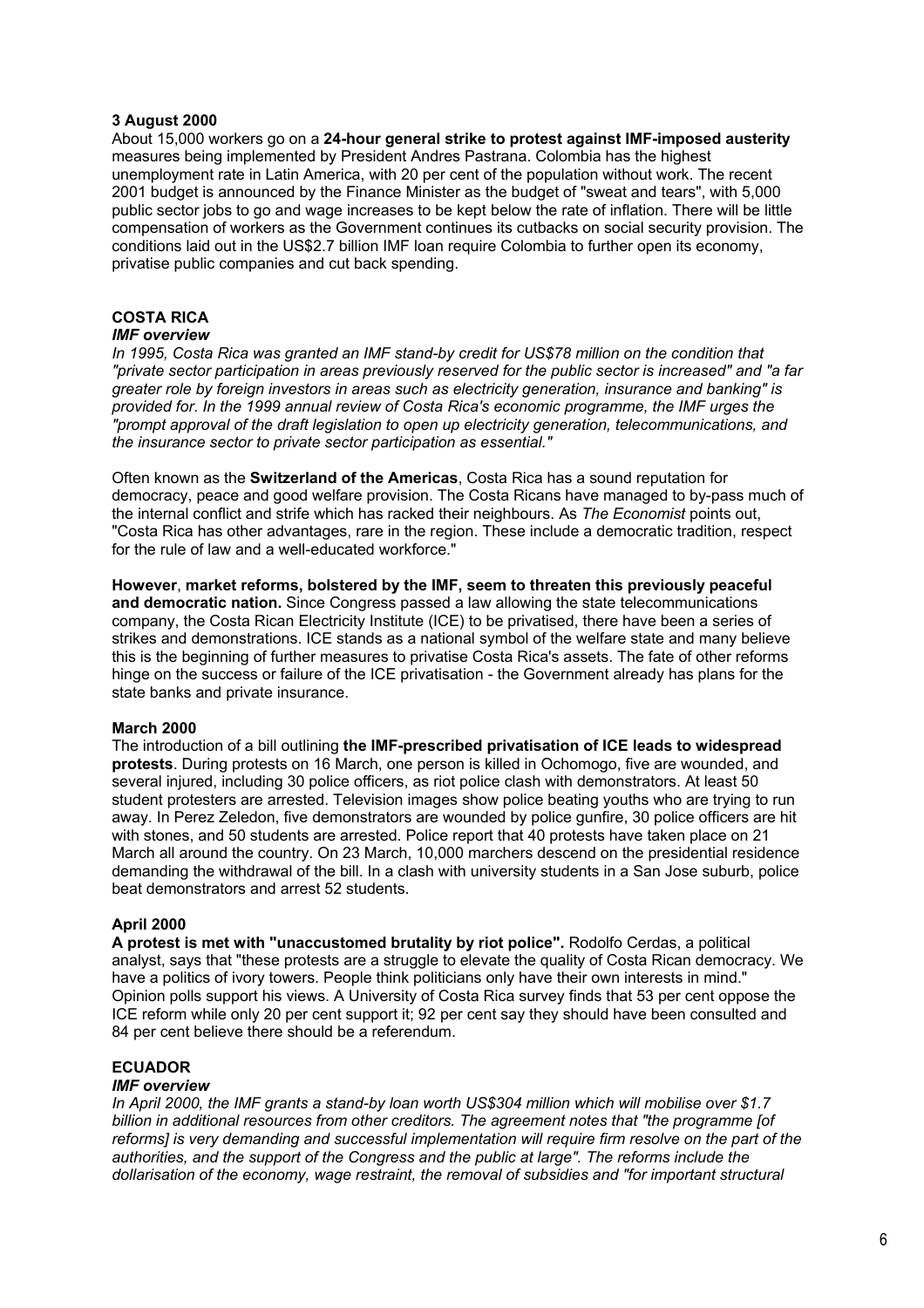**3 August 2000**
About 15,000 workers go on a **24-hour general strike to protest against IMF-imposed austerity** measures being implemented by President Andres Pastrana. Colombia has the highest unemployment rate in Latin America, with 20 per cent of the population without work. The recent 2001 budget is announced by the Finance Minister as the budget of "sweat and tears", with 5,000 public sector jobs to go and wage increases to be kept below the rate of inflation. There will be little compensation of workers as the Government continues its cutbacks on social security provision. The conditions laid out in the US$2.7 billion IMF loan require Colombia to further open its economy, privatise public companies and cut back spending.

## COSTA RICA

***IMF overview***

*In 1995, Costa Rica was granted an IMF stand-by credit for US$78 million on the condition that "private sector participation in areas previously reserved for the public sector is increased" and "a far greater role by foreign investors in areas such as electricity generation, insurance and banking" is provided for. In the 1999 annual review of Costa Rica's economic programme, the IMF urges the "prompt approval of the draft legislation to open up electricity generation, telecommunications, and the insurance sector to private sector participation as essential."*

Often known as the **Switzerland of the Americas**, Costa Rica has a sound reputation for democracy, peace and good welfare provision. The Costa Ricans have managed to by-pass much of the internal conflict and strife which has racked their neighbours. As *The Economist* points out, "Costa Rica has other advantages, rare in the region. These include a democratic tradition, respect for the rule of law and a well-educated workforce."

**However**, **market reforms, bolstered by the IMF, seem to threaten this previously peaceful and democratic nation.** Since Congress passed a law allowing the state telecommunications company, the Costa Rican Electricity Institute (ICE) to be privatised, there have been a series of strikes and demonstrations. ICE stands as a national symbol of the welfare state and many believe this is the beginning of further measures to privatise Costa Rica's assets. The fate of other reforms hinge on the success or failure of the ICE privatisation - the Government already has plans for the state banks and private insurance.

**March 2000**
The introduction of a bill outlining **the IMF-prescribed privatisation of ICE leads to widespread protests**. During protests on 16 March, one person is killed in Ochomogo, five are wounded, and several injured, including 30 police officers, as riot police clash with demonstrators. At least 50 student protesters are arrested. Television images show police beating youths who are trying to run away. In Perez Zeledon, five demonstrators are wounded by police gunfire, 30 police officers are hit with stones, and 50 students are arrested. Police report that 40 protests have taken place on 21 March all around the country. On 23 March, 10,000 marchers descend on the presidential residence demanding the withdrawal of the bill. In a clash with university students in a San Jose suburb, police beat demonstrators and arrest 52 students.

**April 2000**
**A protest is met with "unaccustomed brutality by riot police".** Rodolfo Cerdas, a political analyst, says that "these protests are a struggle to elevate the quality of Costa Rican democracy. We have a politics of ivory towers. People think politicians only have their own interests in mind." Opinion polls support his views. A University of Costa Rica survey finds that 53 per cent oppose the ICE reform while only 20 per cent support it; 92 per cent say they should have been consulted and 84 per cent believe there should be a referendum.

## ECUADOR

***IMF overview***

*In April 2000, the IMF grants a stand-by loan worth US$304 million which will mobilise over $1.7 billion in additional resources from other creditors. The agreement notes that "the programme [of reforms] is very demanding and successful implementation will require firm resolve on the part of the authorities, and the support of the Congress and the public at large". The reforms include the dollarisation of the economy, wage restraint, the removal of subsidies and "for important structural*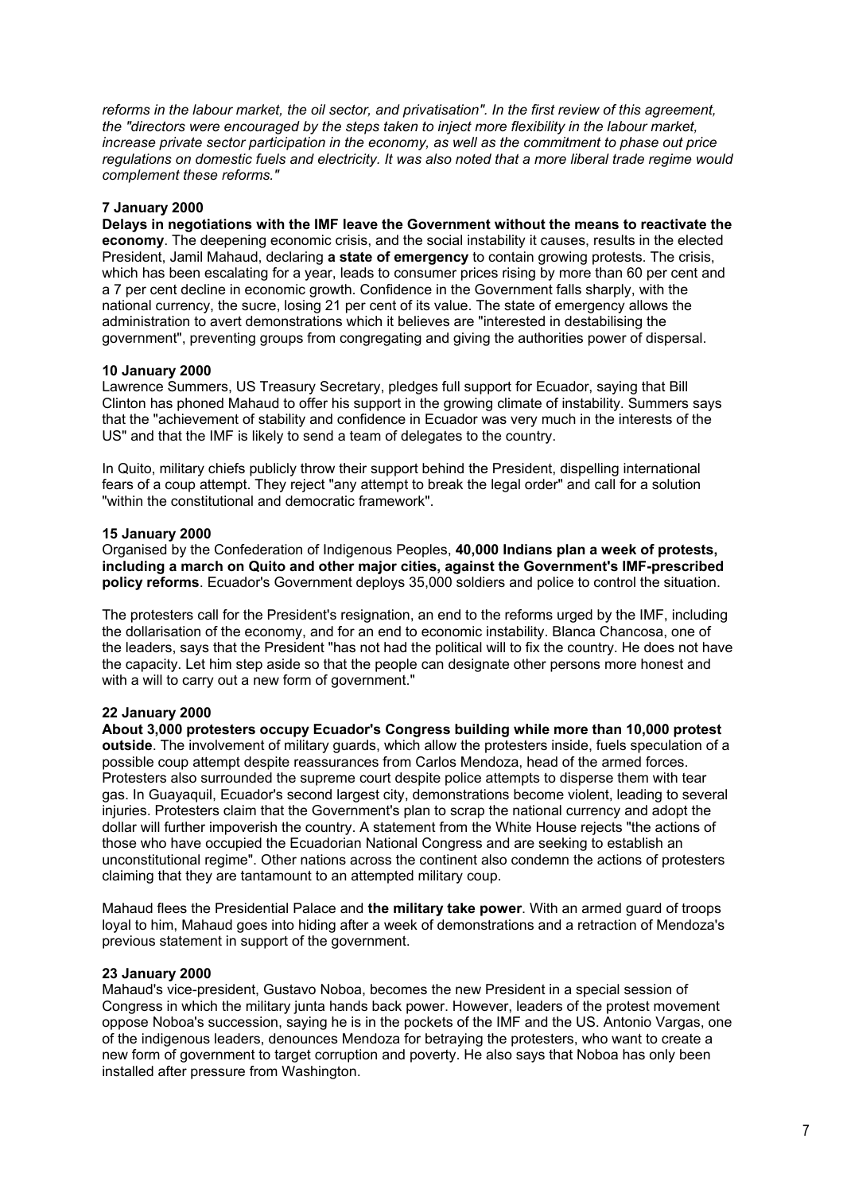*reforms in the labour market, the oil sector, and privatisation". In the first review of this agreement, the "directors were encouraged by the steps taken to inject more flexibility in the labour market, increase private sector participation in the economy, as well as the commitment to phase out price regulations on domestic fuels and electricity. It was also noted that a more liberal trade regime would complement these reforms."*

**7 January 2000**

**Delays in negotiations with the IMF leave the Government without the means to reactivate the economy**. The deepening economic crisis, and the social instability it causes, results in the elected President, Jamil Mahaud, declaring **a state of emergency** to contain growing protests. The crisis, which has been escalating for a year, leads to consumer prices rising by more than 60 per cent and a 7 per cent decline in economic growth. Confidence in the Government falls sharply, with the national currency, the sucre, losing 21 per cent of its value. The state of emergency allows the administration to avert demonstrations which it believes are "interested in destabilising the government", preventing groups from congregating and giving the authorities power of dispersal.

**10 January 2000**

Lawrence Summers, US Treasury Secretary, pledges full support for Ecuador, saying that Bill Clinton has phoned Mahaud to offer his support in the growing climate of instability. Summers says that the "achievement of stability and confidence in Ecuador was very much in the interests of the US" and that the IMF is likely to send a team of delegates to the country.

In Quito, military chiefs publicly throw their support behind the President, dispelling international fears of a coup attempt. They reject "any attempt to break the legal order" and call for a solution "within the constitutional and democratic framework".

**15 January 2000**

Organised by the Confederation of Indigenous Peoples, **40,000 Indians plan a week of protests, including a march on Quito and other major cities, against the Government's IMF-prescribed policy reforms**. Ecuador's Government deploys 35,000 soldiers and police to control the situation.

The protesters call for the President's resignation, an end to the reforms urged by the IMF, including the dollarisation of the economy, and for an end to economic instability. Blanca Chancosa, one of the leaders, says that the President "has not had the political will to fix the country. He does not have the capacity. Let him step aside so that the people can designate other persons more honest and with a will to carry out a new form of government."

**22 January 2000**

**About 3,000 protesters occupy Ecuador's Congress building while more than 10,000 protest outside**. The involvement of military guards, which allow the protesters inside, fuels speculation of a possible coup attempt despite reassurances from Carlos Mendoza, head of the armed forces. Protesters also surrounded the supreme court despite police attempts to disperse them with tear gas. In Guayaquil, Ecuador's second largest city, demonstrations become violent, leading to several injuries. Protesters claim that the Government's plan to scrap the national currency and adopt the dollar will further impoverish the country. A statement from the White House rejects "the actions of those who have occupied the Ecuadorian National Congress and are seeking to establish an unconstitutional regime". Other nations across the continent also condemn the actions of protesters claiming that they are tantamount to an attempted military coup.

Mahaud flees the Presidential Palace and **the military take power**. With an armed guard of troops loyal to him, Mahaud goes into hiding after a week of demonstrations and a retraction of Mendoza's previous statement in support of the government.

**23 January 2000**

Mahaud's vice-president, Gustavo Noboa, becomes the new President in a special session of Congress in which the military junta hands back power. However, leaders of the protest movement oppose Noboa's succession, saying he is in the pockets of the IMF and the US. Antonio Vargas, one of the indigenous leaders, denounces Mendoza for betraying the protesters, who want to create a new form of government to target corruption and poverty. He also says that Noboa has only been installed after pressure from Washington.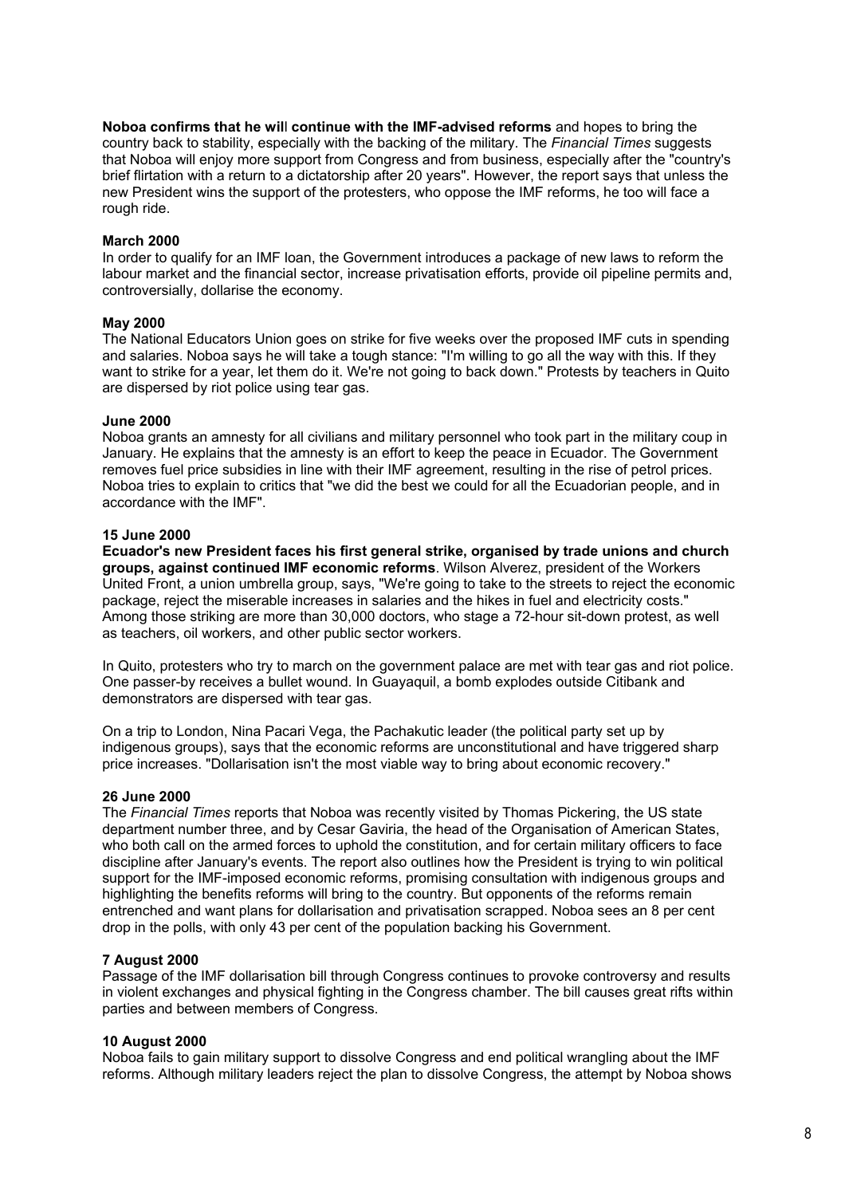**Noboa confirms that he will continue with the IMF-advised reforms** and hopes to bring the country back to stability, especially with the backing of the military. The *Financial Times* suggests that Noboa will enjoy more support from Congress and from business, especially after the "country's brief flirtation with a return to a dictatorship after 20 years". However, the report says that unless the new President wins the support of the protesters, who oppose the IMF reforms, he too will face a rough ride.

**March 2000**
In order to qualify for an IMF loan, the Government introduces a package of new laws to reform the labour market and the financial sector, increase privatisation efforts, provide oil pipeline permits and, controversially, dollarise the economy.

**May 2000**
The National Educators Union goes on strike for five weeks over the proposed IMF cuts in spending and salaries. Noboa says he will take a tough stance: "I'm willing to go all the way with this. If they want to strike for a year, let them do it. We're not going to back down." Protests by teachers in Quito are dispersed by riot police using tear gas.

**June 2000**
Noboa grants an amnesty for all civilians and military personnel who took part in the military coup in January. He explains that the amnesty is an effort to keep the peace in Ecuador. The Government removes fuel price subsidies in line with their IMF agreement, resulting in the rise of petrol prices. Noboa tries to explain to critics that "we did the best we could for all the Ecuadorian people, and in accordance with the IMF".

**15 June 2000**
**Ecuador's new President faces his first general strike, organised by trade unions and church groups, against continued IMF economic reforms**. Wilson Alverez, president of the Workers United Front, a union umbrella group, says, "We're going to take to the streets to reject the economic package, reject the miserable increases in salaries and the hikes in fuel and electricity costs." Among those striking are more than 30,000 doctors, who stage a 72-hour sit-down protest, as well as teachers, oil workers, and other public sector workers.

In Quito, protesters who try to march on the government palace are met with tear gas and riot police. One passer-by receives a bullet wound. In Guayaquil, a bomb explodes outside Citibank and demonstrators are dispersed with tear gas.

On a trip to London, Nina Pacari Vega, the Pachakutic leader (the political party set up by indigenous groups), says that the economic reforms are unconstitutional and have triggered sharp price increases. "Dollarisation isn't the most viable way to bring about economic recovery."

**26 June 2000**
The *Financial Times* reports that Noboa was recently visited by Thomas Pickering, the US state department number three, and by Cesar Gaviria, the head of the Organisation of American States, who both call on the armed forces to uphold the constitution, and for certain military officers to face discipline after January's events. The report also outlines how the President is trying to win political support for the IMF-imposed economic reforms, promising consultation with indigenous groups and highlighting the benefits reforms will bring to the country. But opponents of the reforms remain entrenched and want plans for dollarisation and privatisation scrapped. Noboa sees an 8 per cent drop in the polls, with only 43 per cent of the population backing his Government.

**7 August 2000**
Passage of the IMF dollarisation bill through Congress continues to provoke controversy and results in violent exchanges and physical fighting in the Congress chamber. The bill causes great rifts within parties and between members of Congress.

**10 August 2000**
Noboa fails to gain military support to dissolve Congress and end political wrangling about the IMF reforms. Although military leaders reject the plan to dissolve Congress, the attempt by Noboa shows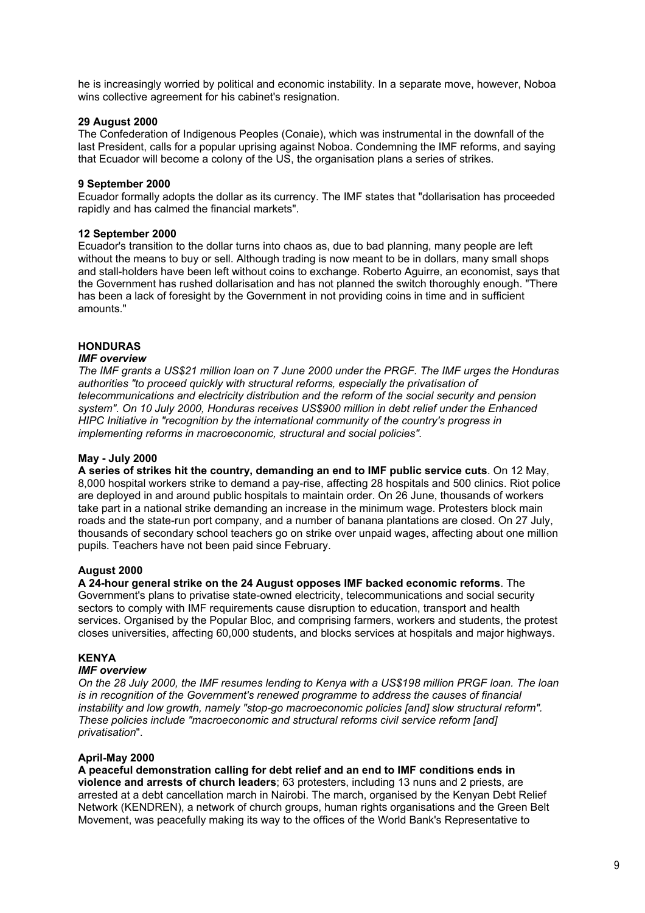he is increasingly worried by political and economic instability. In a separate move, however, Noboa wins collective agreement for his cabinet's resignation.

**29 August 2000**

The Confederation of Indigenous Peoples (Conaie), which was instrumental in the downfall of the last President, calls for a popular uprising against Noboa. Condemning the IMF reforms, and saying that Ecuador will become a colony of the US, the organisation plans a series of strikes.

**9 September 2000**

Ecuador formally adopts the dollar as its currency. The IMF states that "dollarisation has proceeded rapidly and has calmed the financial markets".

**12 September 2000**

Ecuador's transition to the dollar turns into chaos as, due to bad planning, many people are left without the means to buy or sell. Although trading is now meant to be in dollars, many small shops and stall-holders have been left without coins to exchange. Roberto Aguirre, an economist, says that the Government has rushed dollarisation and has not planned the switch thoroughly enough. "There has been a lack of foresight by the Government in not providing coins in time and in sufficient amounts."

## HONDURAS

### *IMF overview*

*The IMF grants a US$21 million loan on 7 June 2000 under the PRGF. The IMF urges the Honduras authorities "to proceed quickly with structural reforms, especially the privatisation of telecommunications and electricity distribution and the reform of the social security and pension system". On 10 July 2000, Honduras receives US$900 million in debt relief under the Enhanced HIPC Initiative in "recognition by the international community of the country's progress in implementing reforms in macroeconomic, structural and social policies".*

**May - July 2000**

**A series of strikes hit the country, demanding an end to IMF public service cuts**. On 12 May, 8,000 hospital workers strike to demand a pay-rise, affecting 28 hospitals and 500 clinics. Riot police are deployed in and around public hospitals to maintain order. On 26 June, thousands of workers take part in a national strike demanding an increase in the minimum wage. Protesters block main roads and the state-run port company, and a number of banana plantations are closed. On 27 July, thousands of secondary school teachers go on strike over unpaid wages, affecting about one million pupils. Teachers have not been paid since February.

**August 2000**

**A 24-hour general strike on the 24 August opposes IMF backed economic reforms**. The Government's plans to privatise state-owned electricity, telecommunications and social security sectors to comply with IMF requirements cause disruption to education, transport and health services. Organised by the Popular Bloc, and comprising farmers, workers and students, the protest closes universities, affecting 60,000 students, and blocks services at hospitals and major highways.

## KENYA

### *IMF overview*

*On the 28 July 2000, the IMF resumes lending to Kenya with a US$198 million PRGF loan. The loan is in recognition of the Government's renewed programme to address the causes of financial instability and low growth, namely "stop-go macroeconomic policies [and] slow structural reform". These policies include "macroeconomic and structural reforms civil service reform [and] privatisation"*.

**April-May 2000**

**A peaceful demonstration calling for debt relief and an end to IMF conditions ends in violence and arrests of church leaders**; 63 protesters, including 13 nuns and 2 priests, are arrested at a debt cancellation march in Nairobi. The march, organised by the Kenyan Debt Relief Network (KENDREN), a network of church groups, human rights organisations and the Green Belt Movement, was peacefully making its way to the offices of the World Bank's Representative to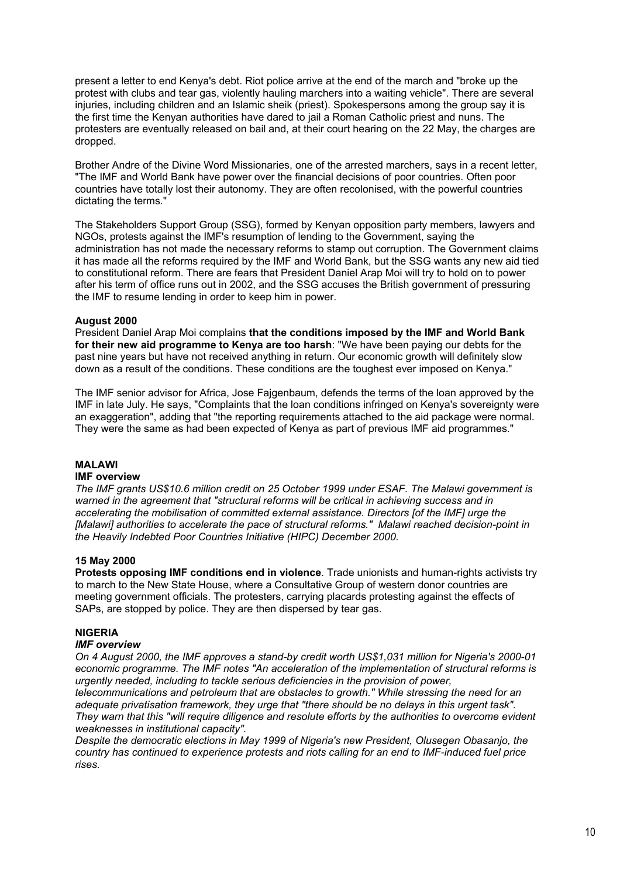present a letter to end Kenya's debt. Riot police arrive at the end of the march and "broke up the protest with clubs and tear gas, violently hauling marchers into a waiting vehicle". There are several injuries, including children and an Islamic sheik (priest). Spokespersons among the group say it is the first time the Kenyan authorities have dared to jail a Roman Catholic priest and nuns. The protesters are eventually released on bail and, at their court hearing on the 22 May, the charges are dropped.

Brother Andre of the Divine Word Missionaries, one of the arrested marchers, says in a recent letter, "The IMF and World Bank have power over the financial decisions of poor countries. Often poor countries have totally lost their autonomy. They are often recolonised, with the powerful countries dictating the terms."

The Stakeholders Support Group (SSG), formed by Kenyan opposition party members, lawyers and NGOs, protests against the IMF's resumption of lending to the Government, saying the administration has not made the necessary reforms to stamp out corruption. The Government claims it has made all the reforms required by the IMF and World Bank, but the SSG wants any new aid tied to constitutional reform. There are fears that President Daniel Arap Moi will try to hold on to power after his term of office runs out in 2002, and the SSG accuses the British government of pressuring the IMF to resume lending in order to keep him in power.

**August 2000**

President Daniel Arap Moi complains **that the conditions imposed by the IMF and World Bank for their new aid programme to Kenya are too harsh**: "We have been paying our debts for the past nine years but have not received anything in return. Our economic growth will definitely slow down as a result of the conditions. These conditions are the toughest ever imposed on Kenya."

The IMF senior advisor for Africa, Jose Fajgenbaum, defends the terms of the loan approved by the IMF in late July. He says, "Complaints that the loan conditions infringed on Kenya's sovereignty were an exaggeration", adding that "the reporting requirements attached to the aid package were normal. They were the same as had been expected of Kenya as part of previous IMF aid programmes."

## MALAWI

**IMF overview**

*The IMF grants US$10.6 million credit on 25 October 1999 under ESAF. The Malawi government is warned in the agreement that "structural reforms will be critical in achieving success and in accelerating the mobilisation of committed external assistance. Directors [of the IMF] urge the [Malawi] authorities to accelerate the pace of structural reforms." Malawi reached decision-point in the Heavily Indebted Poor Countries Initiative (HIPC) December 2000.*

**15 May 2000**

**Protests opposing IMF conditions end in violence**. Trade unionists and human-rights activists try to march to the New State House, where a Consultative Group of western donor countries are meeting government officials. The protesters, carrying placards protesting against the effects of SAPs, are stopped by police. They are then dispersed by tear gas.

## NIGERIA

***IMF overview***

*On 4 August 2000, the IMF approves a stand-by credit worth US$1,031 million for Nigeria's 2000-01 economic programme. The IMF notes "An acceleration of the implementation of structural reforms is urgently needed, including to tackle serious deficiencies in the provision of power, telecommunications and petroleum that are obstacles to growth." While stressing the need for an adequate privatisation framework, they urge that "there should be no delays in this urgent task". They warn that this "will require diligence and resolute efforts by the authorities to overcome evident weaknesses in institutional capacity".*

*Despite the democratic elections in May 1999 of Nigeria's new President, Olusegen Obasanjo, the country has continued to experience protests and riots calling for an end to IMF-induced fuel price rises.*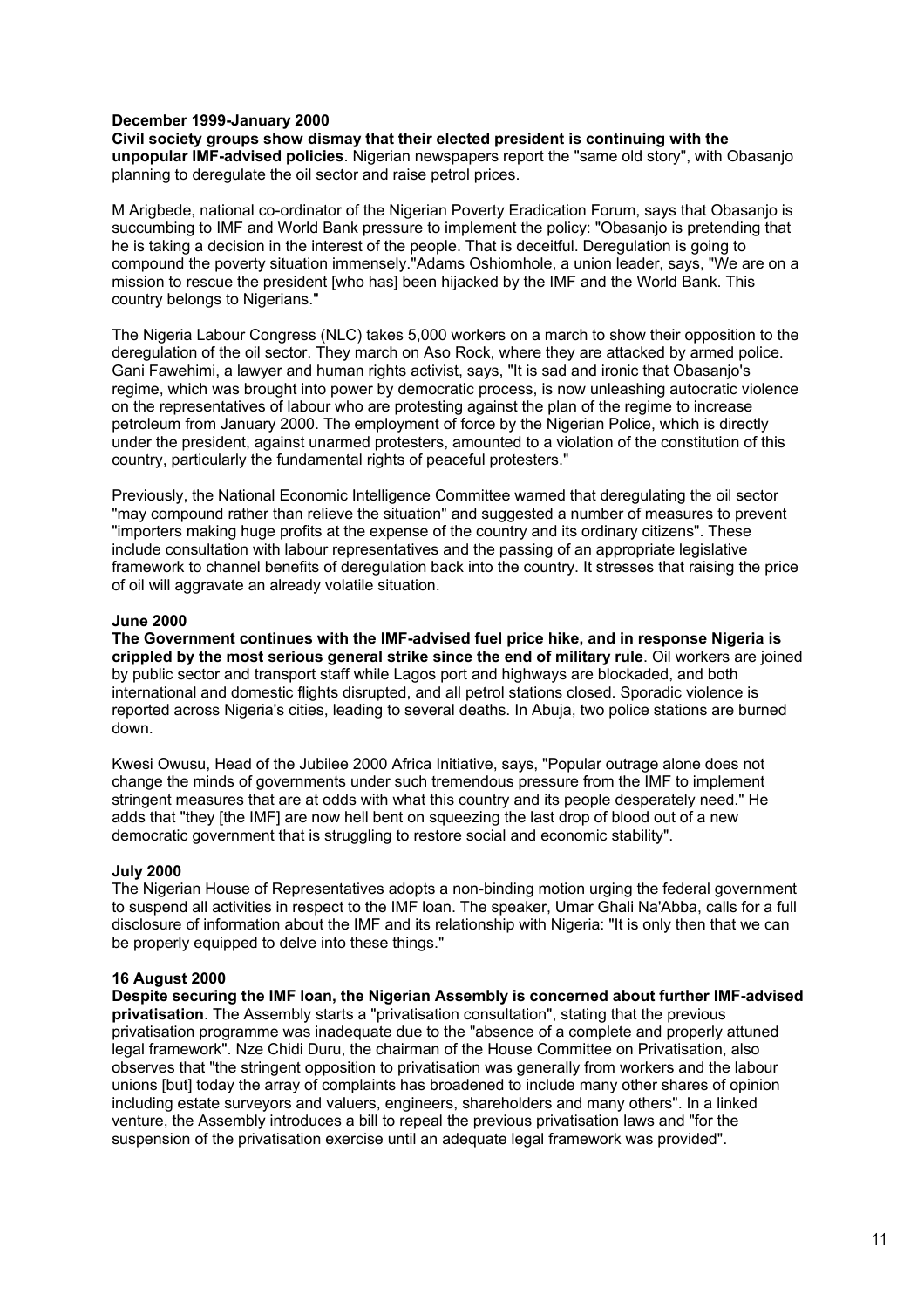**December 1999-January 2000**

**Civil society groups show dismay that their elected president is continuing with the unpopular IMF-advised policies**. Nigerian newspapers report the "same old story", with Obasanjo planning to deregulate the oil sector and raise petrol prices.

M Arigbede, national co-ordinator of the Nigerian Poverty Eradication Forum, says that Obasanjo is succumbing to IMF and World Bank pressure to implement the policy: "Obasanjo is pretending that he is taking a decision in the interest of the people. That is deceitful. Deregulation is going to compound the poverty situation immensely."Adams Oshiomhole, a union leader, says, "We are on a mission to rescue the president [who has] been hijacked by the IMF and the World Bank. This country belongs to Nigerians."

The Nigeria Labour Congress (NLC) takes 5,000 workers on a march to show their opposition to the deregulation of the oil sector. They march on Aso Rock, where they are attacked by armed police. Gani Fawehimi, a lawyer and human rights activist, says, "It is sad and ironic that Obasanjo's regime, which was brought into power by democratic process, is now unleashing autocratic violence on the representatives of labour who are protesting against the plan of the regime to increase petroleum from January 2000. The employment of force by the Nigerian Police, which is directly under the president, against unarmed protesters, amounted to a violation of the constitution of this country, particularly the fundamental rights of peaceful protesters."

Previously, the National Economic Intelligence Committee warned that deregulating the oil sector "may compound rather than relieve the situation" and suggested a number of measures to prevent "importers making huge profits at the expense of the country and its ordinary citizens". These include consultation with labour representatives and the passing of an appropriate legislative framework to channel benefits of deregulation back into the country. It stresses that raising the price of oil will aggravate an already volatile situation.

**June 2000**

**The Government continues with the IMF-advised fuel price hike, and in response Nigeria is crippled by the most serious general strike since the end of military rule**. Oil workers are joined by public sector and transport staff while Lagos port and highways are blockaded, and both international and domestic flights disrupted, and all petrol stations closed. Sporadic violence is reported across Nigeria's cities, leading to several deaths. In Abuja, two police stations are burned down.

Kwesi Owusu, Head of the Jubilee 2000 Africa Initiative, says, "Popular outrage alone does not change the minds of governments under such tremendous pressure from the IMF to implement stringent measures that are at odds with what this country and its people desperately need." He adds that "they [the IMF] are now hell bent on squeezing the last drop of blood out of a new democratic government that is struggling to restore social and economic stability".

**July 2000**

The Nigerian House of Representatives adopts a non-binding motion urging the federal government to suspend all activities in respect to the IMF loan. The speaker, Umar Ghali Na'Abba, calls for a full disclosure of information about the IMF and its relationship with Nigeria: "It is only then that we can be properly equipped to delve into these things."

**16 August 2000**

**Despite securing the IMF loan, the Nigerian Assembly is concerned about further IMF-advised privatisation**. The Assembly starts a "privatisation consultation", stating that the previous privatisation programme was inadequate due to the "absence of a complete and properly attuned legal framework". Nze Chidi Duru, the chairman of the House Committee on Privatisation, also observes that "the stringent opposition to privatisation was generally from workers and the labour unions [but] today the array of complaints has broadened to include many other shares of opinion including estate surveyors and valuers, engineers, shareholders and many others". In a linked venture, the Assembly introduces a bill to repeal the previous privatisation laws and "for the suspension of the privatisation exercise until an adequate legal framework was provided".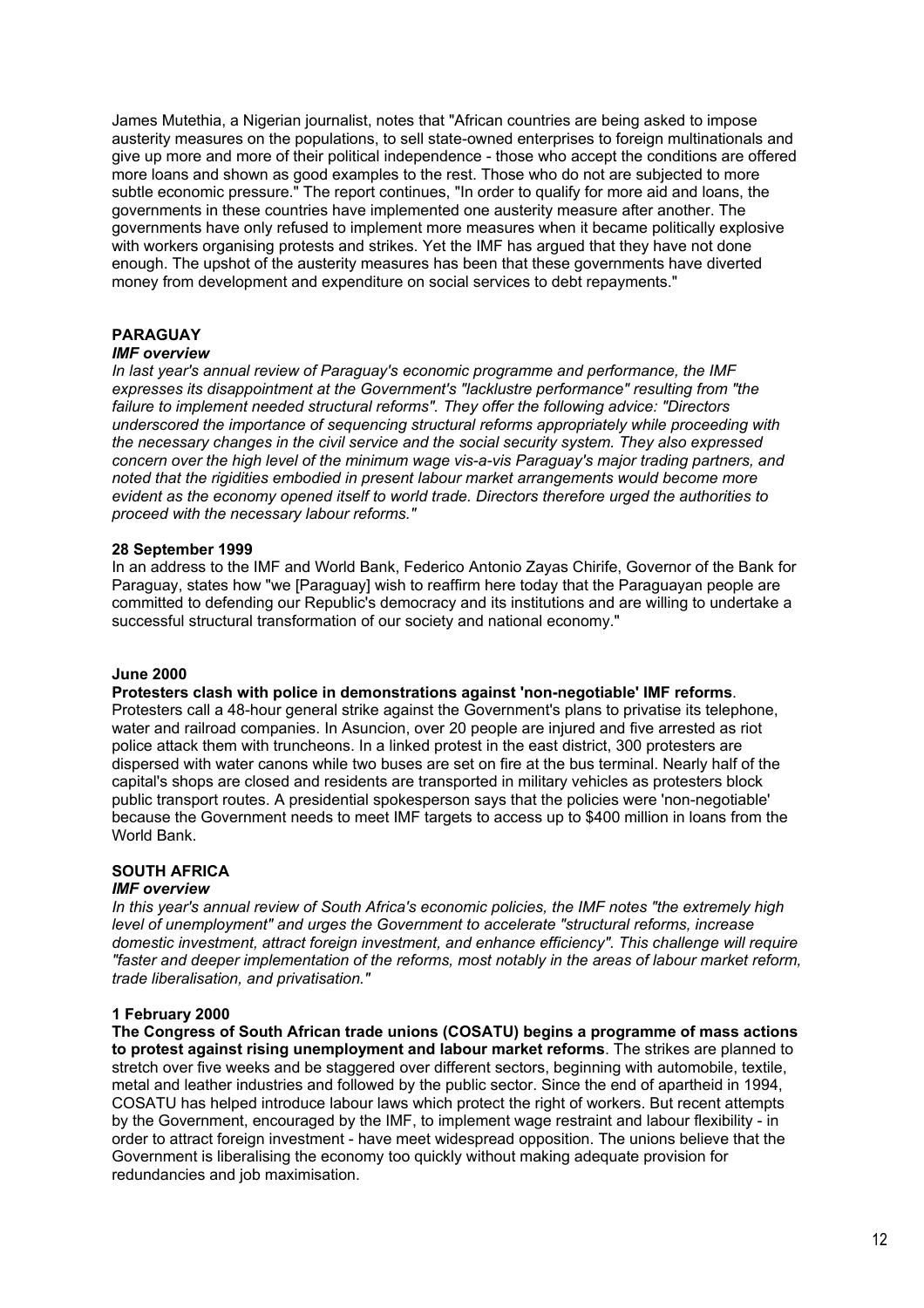James Mutethia, a Nigerian journalist, notes that "African countries are being asked to impose austerity measures on the populations, to sell state-owned enterprises to foreign multinationals and give up more and more of their political independence - those who accept the conditions are offered more loans and shown as good examples to the rest. Those who do not are subjected to more subtle economic pressure." The report continues, "In order to qualify for more aid and loans, the governments in these countries have implemented one austerity measure after another. The governments have only refused to implement more measures when it became politically explosive with workers organising protests and strikes. Yet the IMF has argued that they have not done enough. The upshot of the austerity measures has been that these governments have diverted money from development and expenditure on social services to debt repayments."

## PARAGUAY

### *IMF overview*

*In last year's annual review of Paraguay's economic programme and performance, the IMF expresses its disappointment at the Government's "lacklustre performance" resulting from "the failure to implement needed structural reforms". They offer the following advice: "Directors underscored the importance of sequencing structural reforms appropriately while proceeding with the necessary changes in the civil service and the social security system. They also expressed concern over the high level of the minimum wage vis-a-vis Paraguay's major trading partners, and noted that the rigidities embodied in present labour market arrangements would become more evident as the economy opened itself to world trade. Directors therefore urged the authorities to proceed with the necessary labour reforms."*

**28 September 1999**

In an address to the IMF and World Bank, Federico Antonio Zayas Chirife, Governor of the Bank for Paraguay, states how "we [Paraguay] wish to reaffirm here today that the Paraguayan people are committed to defending our Republic's democracy and its institutions and are willing to undertake a successful structural transformation of our society and national economy."

**June 2000**

**Protesters clash with police in demonstrations against 'non-negotiable' IMF reforms**. Protesters call a 48-hour general strike against the Government's plans to privatise its telephone, water and railroad companies. In Asuncion, over 20 people are injured and five arrested as riot police attack them with truncheons. In a linked protest in the east district, 300 protesters are dispersed with water canons while two buses are set on fire at the bus terminal. Nearly half of the capital's shops are closed and residents are transported in military vehicles as protesters block public transport routes. A presidential spokesperson says that the policies were 'non-negotiable' because the Government needs to meet IMF targets to access up to $400 million in loans from the World Bank.

## SOUTH AFRICA

### *IMF overview*

*In this year's annual review of South Africa's economic policies, the IMF notes "the extremely high level of unemployment" and urges the Government to accelerate "structural reforms, increase domestic investment, attract foreign investment, and enhance efficiency". This challenge will require "faster and deeper implementation of the reforms, most notably in the areas of labour market reform, trade liberalisation, and privatisation."*

**1 February 2000**

**The Congress of South African trade unions (COSATU) begins a programme of mass actions to protest against rising unemployment and labour market reforms**. The strikes are planned to stretch over five weeks and be staggered over different sectors, beginning with automobile, textile, metal and leather industries and followed by the public sector. Since the end of apartheid in 1994, COSATU has helped introduce labour laws which protect the right of workers. But recent attempts by the Government, encouraged by the IMF, to implement wage restraint and labour flexibility - in order to attract foreign investment - have meet widespread opposition. The unions believe that the Government is liberalising the economy too quickly without making adequate provision for redundancies and job maximisation.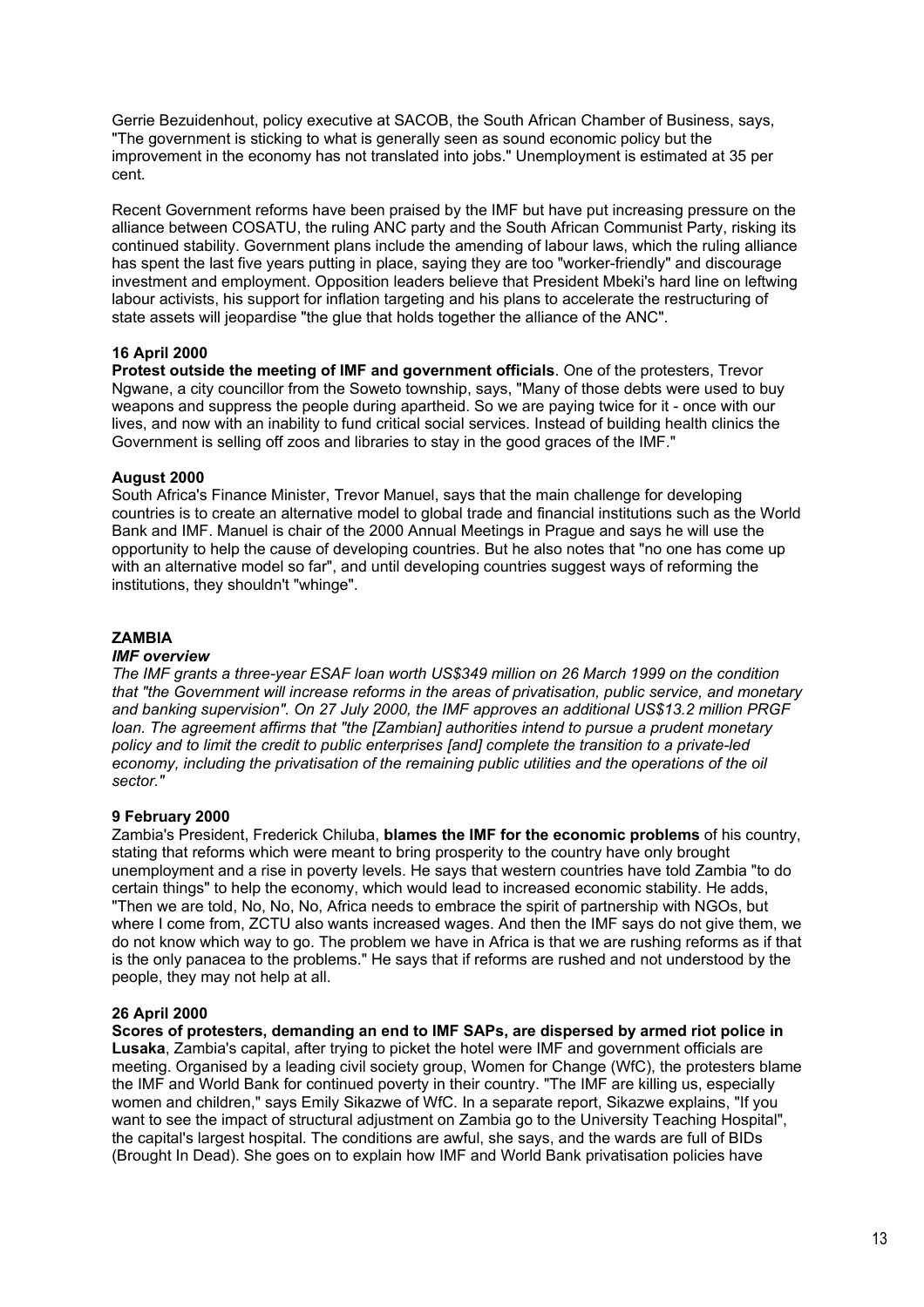Gerrie Bezuidenhout, policy executive at SACOB, the South African Chamber of Business, says, "The government is sticking to what is generally seen as sound economic policy but the improvement in the economy has not translated into jobs." Unemployment is estimated at 35 per cent.

Recent Government reforms have been praised by the IMF but have put increasing pressure on the alliance between COSATU, the ruling ANC party and the South African Communist Party, risking its continued stability. Government plans include the amending of labour laws, which the ruling alliance has spent the last five years putting in place, saying they are too "worker-friendly" and discourage investment and employment. Opposition leaders believe that President Mbeki's hard line on leftwing labour activists, his support for inflation targeting and his plans to accelerate the restructuring of state assets will jeopardise "the glue that holds together the alliance of the ANC".

**16 April 2000**

**Protest outside the meeting of IMF and government officials**. One of the protesters, Trevor Ngwane, a city councillor from the Soweto township, says, "Many of those debts were used to buy weapons and suppress the people during apartheid. So we are paying twice for it - once with our lives, and now with an inability to fund critical social services. Instead of building health clinics the Government is selling off zoos and libraries to stay in the good graces of the IMF."

**August 2000**

South Africa's Finance Minister, Trevor Manuel, says that the main challenge for developing countries is to create an alternative model to global trade and financial institutions such as the World Bank and IMF. Manuel is chair of the 2000 Annual Meetings in Prague and says he will use the opportunity to help the cause of developing countries. But he also notes that "no one has come up with an alternative model so far", and until developing countries suggest ways of reforming the institutions, they shouldn't "whinge".

## ZAMBIA

***IMF overview***

*The IMF grants a three-year ESAF loan worth US$349 million on 26 March 1999 on the condition that "the Government will increase reforms in the areas of privatisation, public service, and monetary and banking supervision". On 27 July 2000, the IMF approves an additional US$13.2 million PRGF loan. The agreement affirms that "the [Zambian] authorities intend to pursue a prudent monetary policy and to limit the credit to public enterprises [and] complete the transition to a private-led economy, including the privatisation of the remaining public utilities and the operations of the oil sector."*

**9 February 2000**

Zambia's President, Frederick Chiluba, **blames the IMF for the economic problems** of his country, stating that reforms which were meant to bring prosperity to the country have only brought unemployment and a rise in poverty levels. He says that western countries have told Zambia "to do certain things" to help the economy, which would lead to increased economic stability. He adds, "Then we are told, No, No, No, Africa needs to embrace the spirit of partnership with NGOs, but where I come from, ZCTU also wants increased wages. And then the IMF says do not give them, we do not know which way to go. The problem we have in Africa is that we are rushing reforms as if that is the only panacea to the problems." He says that if reforms are rushed and not understood by the people, they may not help at all.

**26 April 2000**

**Scores of protesters, demanding an end to IMF SAPs, are dispersed by armed riot police in Lusaka**, Zambia's capital, after trying to picket the hotel were IMF and government officials are meeting. Organised by a leading civil society group, Women for Change (WfC), the protesters blame the IMF and World Bank for continued poverty in their country. "The IMF are killing us, especially women and children," says Emily Sikazwe of WfC. In a separate report, Sikazwe explains, "If you want to see the impact of structural adjustment on Zambia go to the University Teaching Hospital", the capital's largest hospital. The conditions are awful, she says, and the wards are full of BIDs (Brought In Dead). She goes on to explain how IMF and World Bank privatisation policies have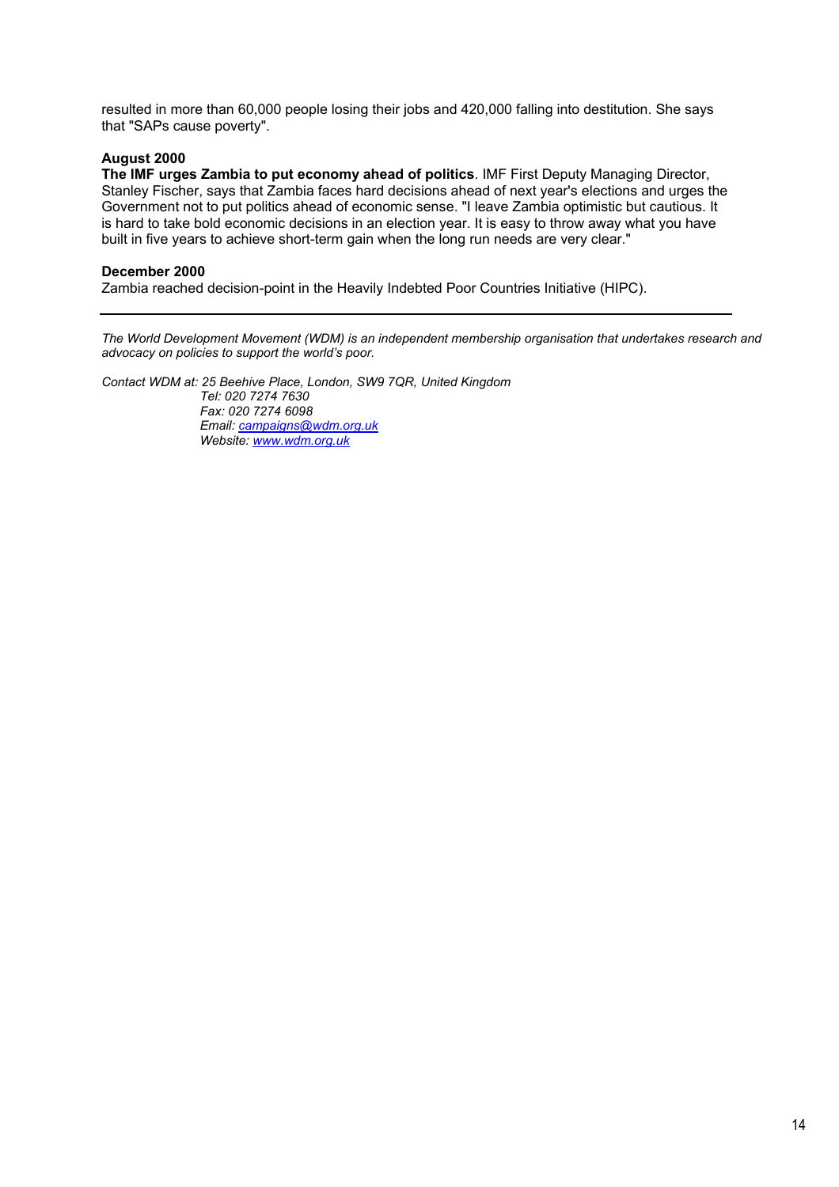resulted in more than 60,000 people losing their jobs and 420,000 falling into destitution. She says that "SAPs cause poverty".

**August 2000**

**The IMF urges Zambia to put economy ahead of politics**. IMF First Deputy Managing Director, Stanley Fischer, says that Zambia faces hard decisions ahead of next year's elections and urges the Government not to put politics ahead of economic sense. "I leave Zambia optimistic but cautious. It is hard to take bold economic decisions in an election year. It is easy to throw away what you have built in five years to achieve short-term gain when the long run needs are very clear."

**December 2000**

Zambia reached decision-point in the Heavily Indebted Poor Countries Initiative (HIPC).

---

*The World Development Movement (WDM) is an independent membership organisation that undertakes research and advocacy on policies to support the world's poor.*

*Contact WDM at: 25 Beehive Place, London, SW9 7QR, United Kingdom*
*Tel: 020 7274 7630*
*Fax: 020 7274 6098*
*Email: campaigns@wdm.org.uk*
*Website: www.wdm.org.uk*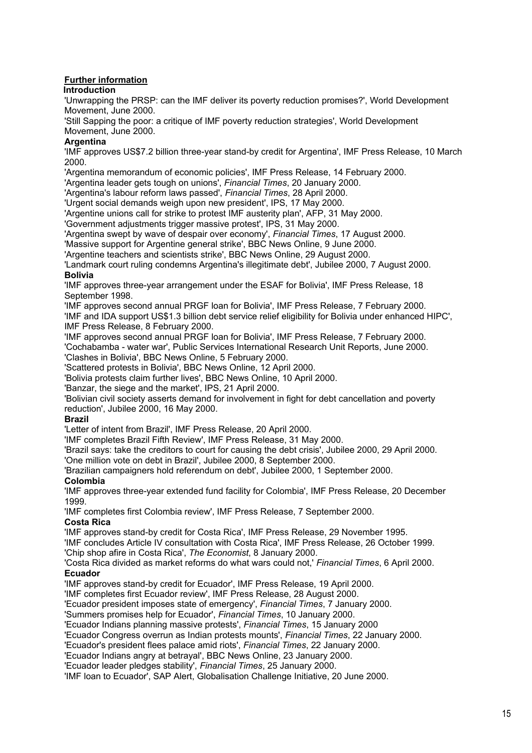## Further information

### Introduction

'Unwrapping the PRSP: can the IMF deliver its poverty reduction promises?', World Development Movement, June 2000.

'Still Sapping the poor: a critique of IMF poverty reduction strategies', World Development Movement, June 2000.

### Argentina

'IMF approves US$7.2 billion three-year stand-by credit for Argentina', IMF Press Release, 10 March 2000.

'Argentina memorandum of economic policies', IMF Press Release, 14 February 2000.

'Argentina leader gets tough on unions', *Financial Times*, 20 January 2000.

'Argentina's labour reform laws passed', *Financial Times*, 28 April 2000.

'Urgent social demands weigh upon new president', IPS, 17 May 2000.

'Argentine unions call for strike to protest IMF austerity plan', AFP, 31 May 2000.

'Government adjustments trigger massive protest', IPS, 31 May 2000.

'Argentina swept by wave of despair over economy', *Financial Times*, 17 August 2000.

'Massive support for Argentine general strike', BBC News Online, 9 June 2000.

'Argentine teachers and scientists strike', BBC News Online, 29 August 2000.

'Landmark court ruling condemns Argentina's illegitimate debt', Jubilee 2000, 7 August 2000.

### Bolivia

'IMF approves three-year arrangement under the ESAF for Bolivia', IMF Press Release, 18 September 1998.

'IMF approves second annual PRGF loan for Bolivia', IMF Press Release, 7 February 2000.

'IMF and IDA support US$1.3 billion debt service relief eligibility for Bolivia under enhanced HIPC', IMF Press Release, 8 February 2000.

'IMF approves second annual PRGF loan for Bolivia', IMF Press Release, 7 February 2000.

'Cochabamba - water war', Public Services International Research Unit Reports, June 2000.

'Clashes in Bolivia', BBC News Online, 5 February 2000.

'Scattered protests in Bolivia', BBC News Online, 12 April 2000.

'Bolivia protests claim further lives', BBC News Online, 10 April 2000.

'Banzar, the siege and the market', IPS, 21 April 2000.

'Bolivian civil society asserts demand for involvement in fight for debt cancellation and poverty reduction', Jubilee 2000, 16 May 2000.

### Brazil

'Letter of intent from Brazil', IMF Press Release, 20 April 2000.

'IMF completes Brazil Fifth Review', IMF Press Release, 31 May 2000.

'Brazil says: take the creditors to court for causing the debt crisis', Jubilee 2000, 29 April 2000.

'One million vote on debt in Brazil', Jubilee 2000, 8 September 2000.

'Brazilian campaigners hold referendum on debt', Jubilee 2000, 1 September 2000.

### Colombia

'IMF approves three-year extended fund facility for Colombia', IMF Press Release, 20 December 1999.

'IMF completes first Colombia review', IMF Press Release, 7 September 2000.

### Costa Rica

'IMF approves stand-by credit for Costa Rica', IMF Press Release, 29 November 1995.

'IMF concludes Article IV consultation with Costa Rica', IMF Press Release, 26 October 1999.

'Chip shop afire in Costa Rica', *The Economist*, 8 January 2000.

'Costa Rica divided as market reforms do what wars could not,' *Financial Times*, 6 April 2000.

### Ecuador

'IMF approves stand-by credit for Ecuador', IMF Press Release, 19 April 2000.

'IMF completes first Ecuador review', IMF Press Release, 28 August 2000.

'Ecuador president imposes state of emergency', *Financial Times*, 7 January 2000.

'Summers promises help for Ecuador', *Financial Times*, 10 January 2000.

'Ecuador Indians planning massive protests', *Financial Times*, 15 January 2000

'Ecuador Congress overrun as Indian protests mounts', *Financial Times*, 22 January 2000.

'Ecuador's president flees palace amid riots', *Financial Times*, 22 January 2000.

'Ecuador Indians angry at betrayal', BBC News Online, 23 January 2000.

'Ecuador leader pledges stability', *Financial Times*, 25 January 2000.

'IMF loan to Ecuador', SAP Alert, Globalisation Challenge Initiative, 20 June 2000.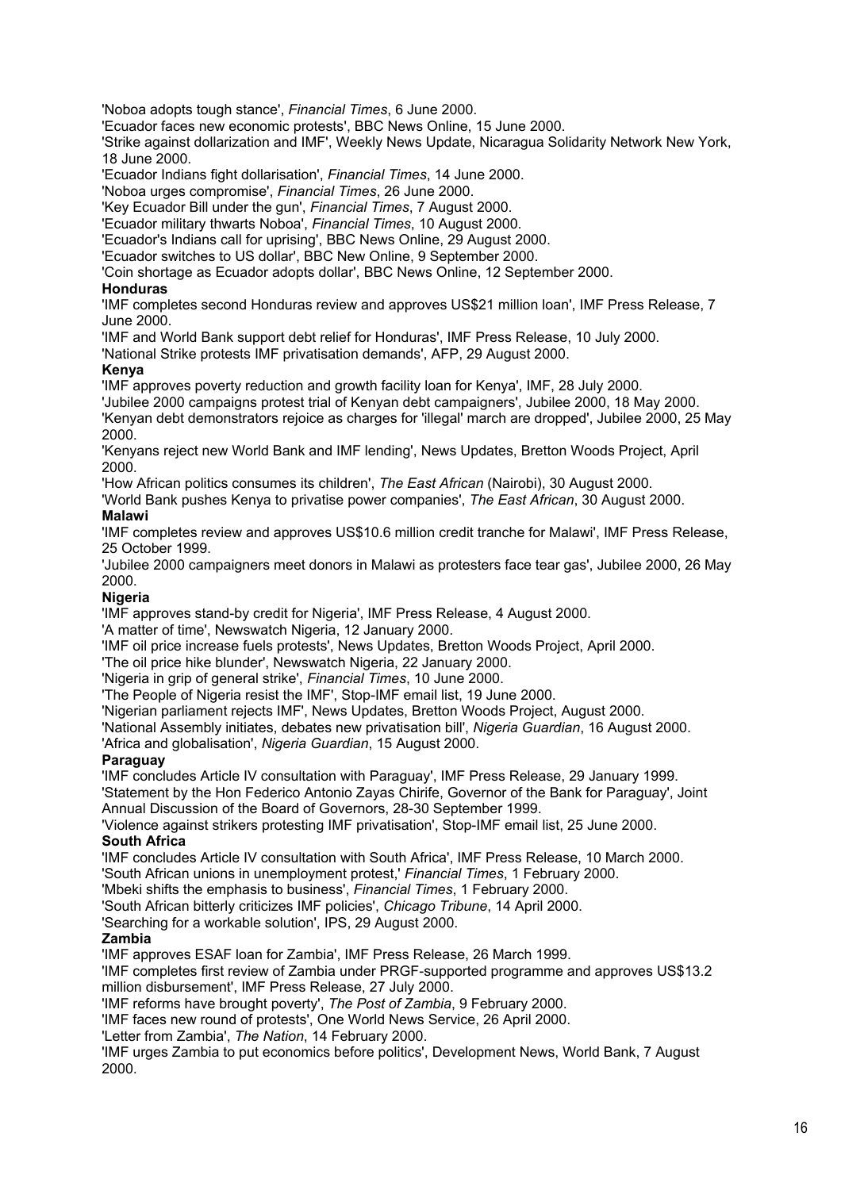'Noboa adopts tough stance', *Financial Times*, 6 June 2000.

'Ecuador faces new economic protests', BBC News Online, 15 June 2000.

'Strike against dollarization and IMF', Weekly News Update, Nicaragua Solidarity Network New York, 18 June 2000.

'Ecuador Indians fight dollarisation', *Financial Times*, 14 June 2000.

'Noboa urges compromise', *Financial Times*, 26 June 2000.

'Key Ecuador Bill under the gun', *Financial Times*, 7 August 2000.

'Ecuador military thwarts Noboa', *Financial Times*, 10 August 2000.

'Ecuador's Indians call for uprising', BBC News Online, 29 August 2000.

'Ecuador switches to US dollar', BBC New Online, 9 September 2000.

'Coin shortage as Ecuador adopts dollar', BBC News Online, 12 September 2000.

**Honduras**

'IMF completes second Honduras review and approves US$21 million loan', IMF Press Release, 7 June 2000.

'IMF and World Bank support debt relief for Honduras', IMF Press Release, 10 July 2000.

'National Strike protests IMF privatisation demands', AFP, 29 August 2000.

**Kenya**

'IMF approves poverty reduction and growth facility loan for Kenya', IMF, 28 July 2000.

'Jubilee 2000 campaigns protest trial of Kenyan debt campaigners', Jubilee 2000, 18 May 2000.

'Kenyan debt demonstrators rejoice as charges for 'illegal' march are dropped', Jubilee 2000, 25 May 2000.

'Kenyans reject new World Bank and IMF lending', News Updates, Bretton Woods Project, April 2000.

'How African politics consumes its children', *The East African* (Nairobi), 30 August 2000.

'World Bank pushes Kenya to privatise power companies', *The East African*, 30 August 2000.

**Malawi**

'IMF completes review and approves US$10.6 million credit tranche for Malawi', IMF Press Release, 25 October 1999.

'Jubilee 2000 campaigners meet donors in Malawi as protesters face tear gas', Jubilee 2000, 26 May 2000.

**Nigeria**

'IMF approves stand-by credit for Nigeria', IMF Press Release, 4 August 2000.

'A matter of time', Newswatch Nigeria, 12 January 2000.

'IMF oil price increase fuels protests', News Updates, Bretton Woods Project, April 2000.

'The oil price hike blunder', Newswatch Nigeria, 22 January 2000.

'Nigeria in grip of general strike', *Financial Times*, 10 June 2000.

'The People of Nigeria resist the IMF', Stop-IMF email list, 19 June 2000.

'Nigerian parliament rejects IMF', News Updates, Bretton Woods Project, August 2000.

'National Assembly initiates, debates new privatisation bill', *Nigeria Guardian*, 16 August 2000.

'Africa and globalisation', *Nigeria Guardian*, 15 August 2000.

**Paraguay**

'IMF concludes Article IV consultation with Paraguay', IMF Press Release, 29 January 1999.

'Statement by the Hon Federico Antonio Zayas Chirife, Governor of the Bank for Paraguay', Joint Annual Discussion of the Board of Governors, 28-30 September 1999.

'Violence against strikers protesting IMF privatisation', Stop-IMF email list, 25 June 2000.

**South Africa**

'IMF concludes Article IV consultation with South Africa', IMF Press Release, 10 March 2000.

'South African unions in unemployment protest,' *Financial Times*, 1 February 2000.

'Mbeki shifts the emphasis to business', *Financial Times*, 1 February 2000.

'South African bitterly criticizes IMF policies', *Chicago Tribune*, 14 April 2000.

'Searching for a workable solution', IPS, 29 August 2000.

**Zambia**

'IMF approves ESAF loan for Zambia', IMF Press Release, 26 March 1999.

'IMF completes first review of Zambia under PRGF-supported programme and approves US$13.2 million disbursement', IMF Press Release, 27 July 2000.

'IMF reforms have brought poverty', *The Post of Zambia*, 9 February 2000.

'IMF faces new round of protests', One World News Service, 26 April 2000.

'Letter from Zambia', *The Nation*, 14 February 2000.

'IMF urges Zambia to put economics before politics', Development News, World Bank, 7 August 2000.